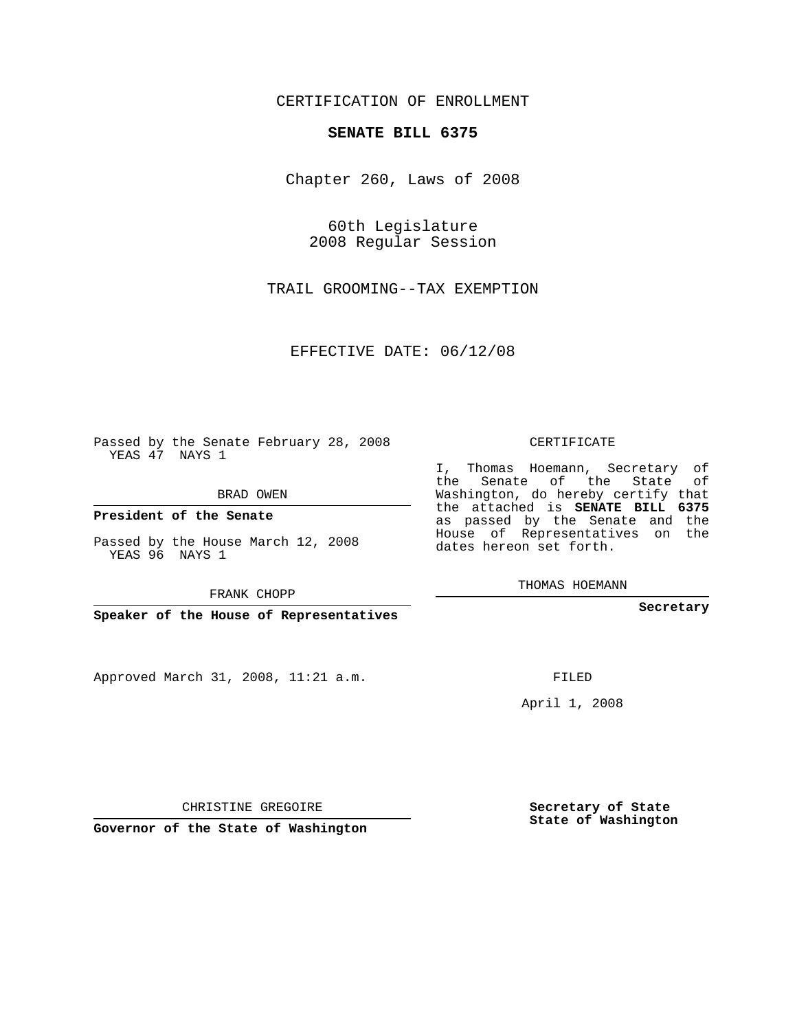CERTIFICATION OF ENROLLMENT

**SENATE BILL 6375**

Chapter 260, Laws of 2008

60th Legislature
2008 Regular Session

TRAIL GROOMING--TAX EXEMPTION

EFFECTIVE DATE: 06/12/08

Passed by the Senate February 28, 2008
YEAS 47 NAYS 1

BRAD OWEN

**President of the Senate**

Passed by the House March 12, 2008
YEAS 96 NAYS 1

FRANK CHOPP

**Speaker of the House of Representatives**

CERTIFICATE

I, Thomas Hoemann, Secretary of the Senate of the State of Washington, do hereby certify that the attached is **SENATE BILL 6375** as passed by the Senate and the House of Representatives on the dates hereon set forth.

THOMAS HOEMANN

**Secretary**

Approved March 31, 2008, 11:21 a.m.

FILED

April 1, 2008

CHRISTINE GREGOIRE

**Governor of the State of Washington**

**Secretary of State**
**State of Washington**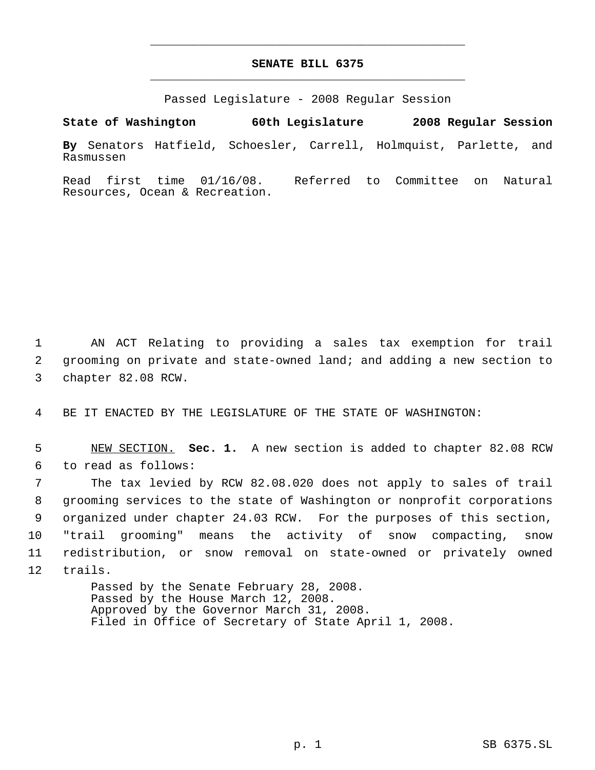# SENATE BILL 6375

Passed Legislature - 2008 Regular Session

**State of Washington 60th Legislature 2008 Regular Session**

**By** Senators Hatfield, Schoesler, Carrell, Holmquist, Parlette, and Rasmussen

Read first time 01/16/08. Referred to Committee on Natural Resources, Ocean & Recreation.

AN ACT Relating to providing a sales tax exemption for trail grooming on private and state-owned land; and adding a new section to chapter 82.08 RCW.

BE IT ENACTED BY THE LEGISLATURE OF THE STATE OF WASHINGTON:

NEW SECTION. **Sec. 1.** A new section is added to chapter 82.08 RCW to read as follows:

The tax levied by RCW 82.08.020 does not apply to sales of trail grooming services to the state of Washington or nonprofit corporations organized under chapter 24.03 RCW. For the purposes of this section, "trail grooming" means the activity of snow compacting, snow redistribution, or snow removal on state-owned or privately owned trails.

Passed by the Senate February 28, 2008.
Passed by the House March 12, 2008.
Approved by the Governor March 31, 2008.
Filed in Office of Secretary of State April 1, 2008.